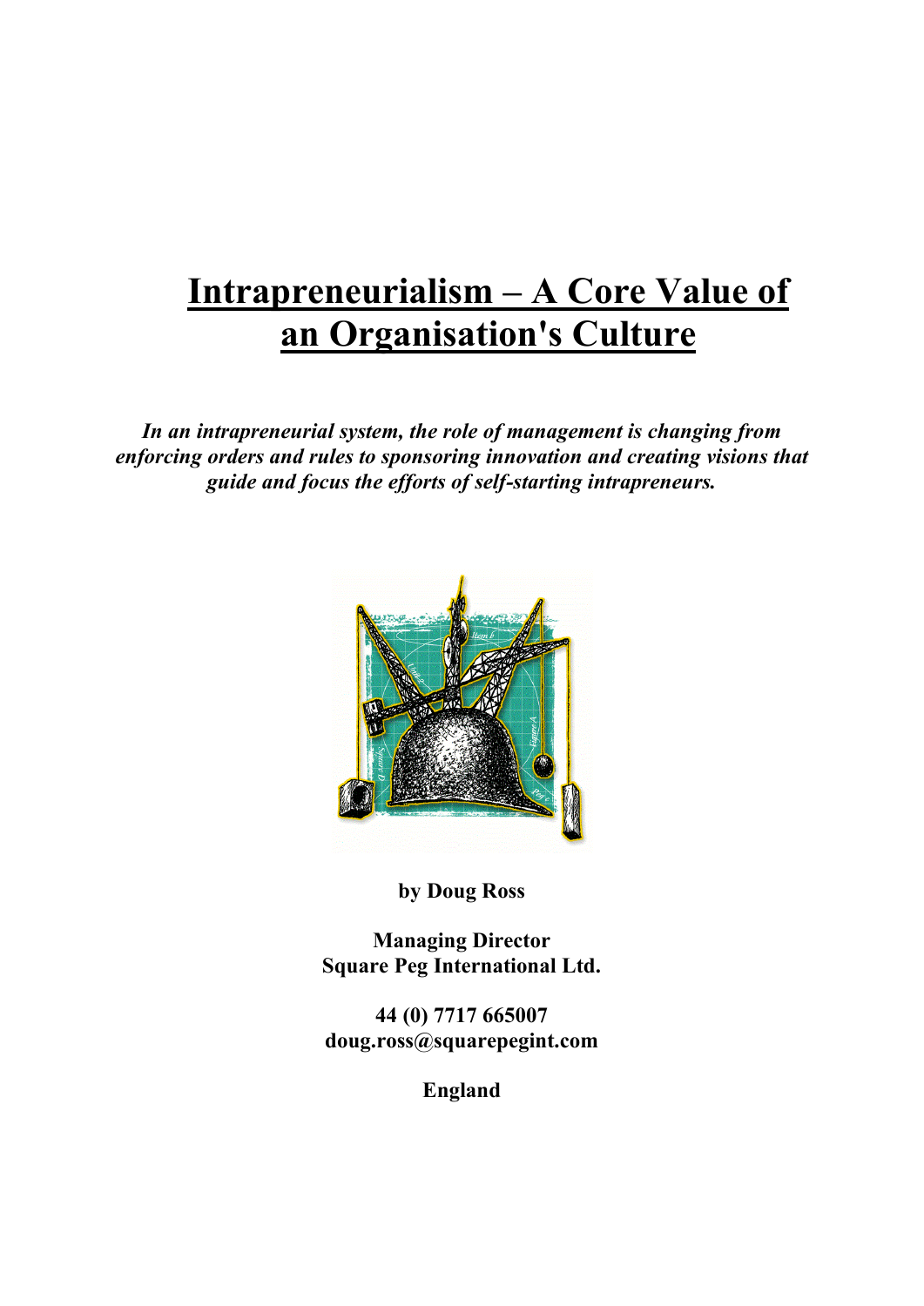# Intrapreneurialism – A Core Value of an Organisation's Culture

***In an intrapreneurial system, the role of management is changing from enforcing orders and rules to sponsoring innovation and creating visions that guide and focus the efforts of self-starting intrapreneurs.***

**by Doug Ross**

**Managing Director**
**Square Peg International Ltd.**

**44 (0) 7717 665007**
**doug.ross@squarepegint.com**

**England**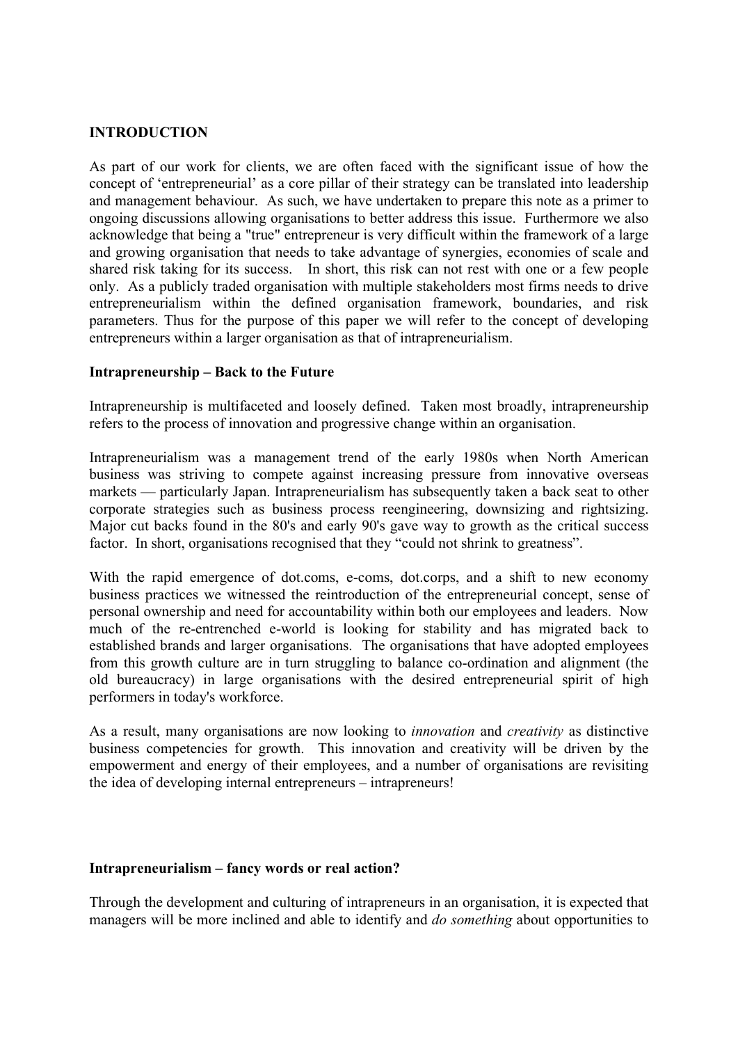## INTRODUCTION

As part of our work for clients, we are often faced with the significant issue of how the concept of 'entrepreneurial' as a core pillar of their strategy can be translated into leadership and management behaviour. As such, we have undertaken to prepare this note as a primer to ongoing discussions allowing organisations to better address this issue. Furthermore we also acknowledge that being a "true" entrepreneur is very difficult within the framework of a large and growing organisation that needs to take advantage of synergies, economies of scale and shared risk taking for its success. In short, this risk can not rest with one or a few people only. As a publicly traded organisation with multiple stakeholders most firms needs to drive entrepreneurialism within the defined organisation framework, boundaries, and risk parameters. Thus for the purpose of this paper we will refer to the concept of developing entrepreneurs within a larger organisation as that of intrapreneurialism.

### Intrapreneurship – Back to the Future

Intrapreneurship is multifaceted and loosely defined. Taken most broadly, intrapreneurship refers to the process of innovation and progressive change within an organisation.

Intrapreneurialism was a management trend of the early 1980s when North American business was striving to compete against increasing pressure from innovative overseas markets — particularly Japan. Intrapreneurialism has subsequently taken a back seat to other corporate strategies such as business process reengineering, downsizing and rightsizing. Major cut backs found in the 80's and early 90's gave way to growth as the critical success factor. In short, organisations recognised that they "could not shrink to greatness".

With the rapid emergence of dot.coms, e-coms, dot.corps, and a shift to new economy business practices we witnessed the reintroduction of the entrepreneurial concept, sense of personal ownership and need for accountability within both our employees and leaders. Now much of the re-entrenched e-world is looking for stability and has migrated back to established brands and larger organisations. The organisations that have adopted employees from this growth culture are in turn struggling to balance co-ordination and alignment (the old bureaucracy) in large organisations with the desired entrepreneurial spirit of high performers in today's workforce.

As a result, many organisations are now looking to *innovation* and *creativity* as distinctive business competencies for growth. This innovation and creativity will be driven by the empowerment and energy of their employees, and a number of organisations are revisiting the idea of developing internal entrepreneurs – intrapreneurs!

### Intrapreneurialism – fancy words or real action?

Through the development and culturing of intrapreneurs in an organisation, it is expected that managers will be more inclined and able to identify and *do something* about opportunities to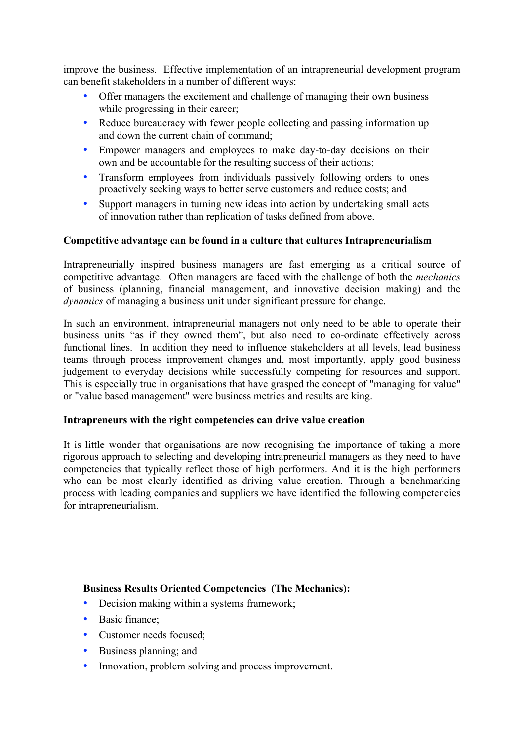improve the business. Effective implementation of an intrapreneurial development program can benefit stakeholders in a number of different ways:

- Offer managers the excitement and challenge of managing their own business while progressing in their career;
- Reduce bureaucracy with fewer people collecting and passing information up and down the current chain of command;
- Empower managers and employees to make day-to-day decisions on their own and be accountable for the resulting success of their actions;
- Transform employees from individuals passively following orders to ones proactively seeking ways to better serve customers and reduce costs; and
- Support managers in turning new ideas into action by undertaking small acts of innovation rather than replication of tasks defined from above.

**Competitive advantage can be found in a culture that cultures Intrapreneurialism**

Intrapreneurially inspired business managers are fast emerging as a critical source of competitive advantage. Often managers are faced with the challenge of both the *mechanics* of business (planning, financial management, and innovative decision making) and the *dynamics* of managing a business unit under significant pressure for change.

In such an environment, intrapreneurial managers not only need to be able to operate their business units "as if they owned them", but also need to co-ordinate effectively across functional lines. In addition they need to influence stakeholders at all levels, lead business teams through process improvement changes and, most importantly, apply good business judgement to everyday decisions while successfully competing for resources and support. This is especially true in organisations that have grasped the concept of "managing for value" or "value based management" were business metrics and results are king.

**Intrapreneurs with the right competencies can drive value creation**

It is little wonder that organisations are now recognising the importance of taking a more rigorous approach to selecting and developing intrapreneurial managers as they need to have competencies that typically reflect those of high performers. And it is the high performers who can be most clearly identified as driving value creation. Through a benchmarking process with leading companies and suppliers we have identified the following competencies for intrapreneurialism.

**Business Results Oriented Competencies (The Mechanics):**

- Decision making within a systems framework;
- Basic finance;
- Customer needs focused;
- Business planning; and
- Innovation, problem solving and process improvement.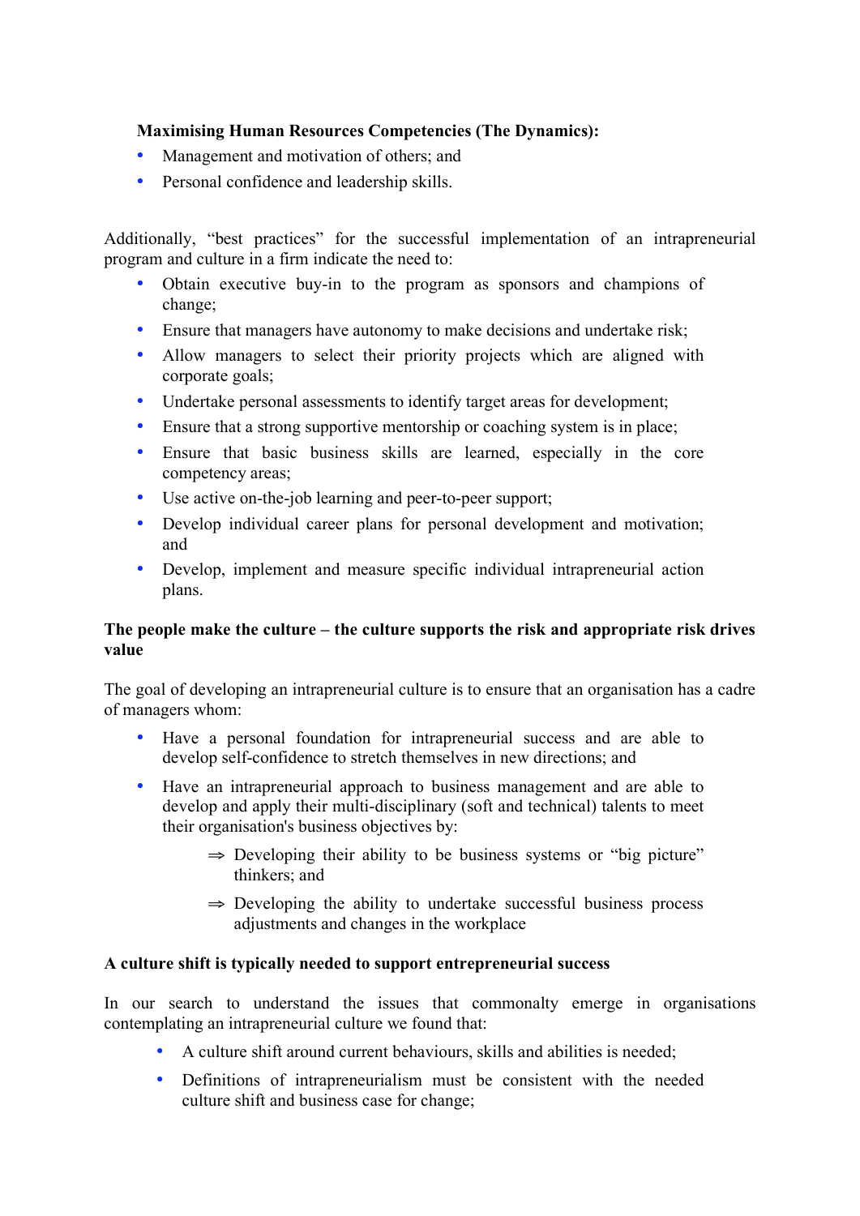**Maximising Human Resources Competencies (The Dynamics):**

- Management and motivation of others; and
- Personal confidence and leadership skills.

Additionally, "best practices" for the successful implementation of an intrapreneurial program and culture in a firm indicate the need to:

- Obtain executive buy-in to the program as sponsors and champions of change;
- Ensure that managers have autonomy to make decisions and undertake risk;
- Allow managers to select their priority projects which are aligned with corporate goals;
- Undertake personal assessments to identify target areas for development;
- Ensure that a strong supportive mentorship or coaching system is in place;
- Ensure that basic business skills are learned, especially in the core competency areas;
- Use active on-the-job learning and peer-to-peer support;
- Develop individual career plans for personal development and motivation; and
- Develop, implement and measure specific individual intrapreneurial action plans.

**The people make the culture – the culture supports the risk and appropriate risk drives value**

The goal of developing an intrapreneurial culture is to ensure that an organisation has a cadre of managers whom:

- Have a personal foundation for intrapreneurial success and are able to develop self-confidence to stretch themselves in new directions; and
- Have an intrapreneurial approach to business management and are able to develop and apply their multi-disciplinary (soft and technical) talents to meet their organisation's business objectives by:
    - ⇒ Developing their ability to be business systems or "big picture" thinkers; and
    - ⇒ Developing the ability to undertake successful business process adjustments and changes in the workplace

**A culture shift is typically needed to support entrepreneurial success**

In our search to understand the issues that commonalty emerge in organisations contemplating an intrapreneurial culture we found that:

- A culture shift around current behaviours, skills and abilities is needed;
- Definitions of intrapreneurialism must be consistent with the needed culture shift and business case for change;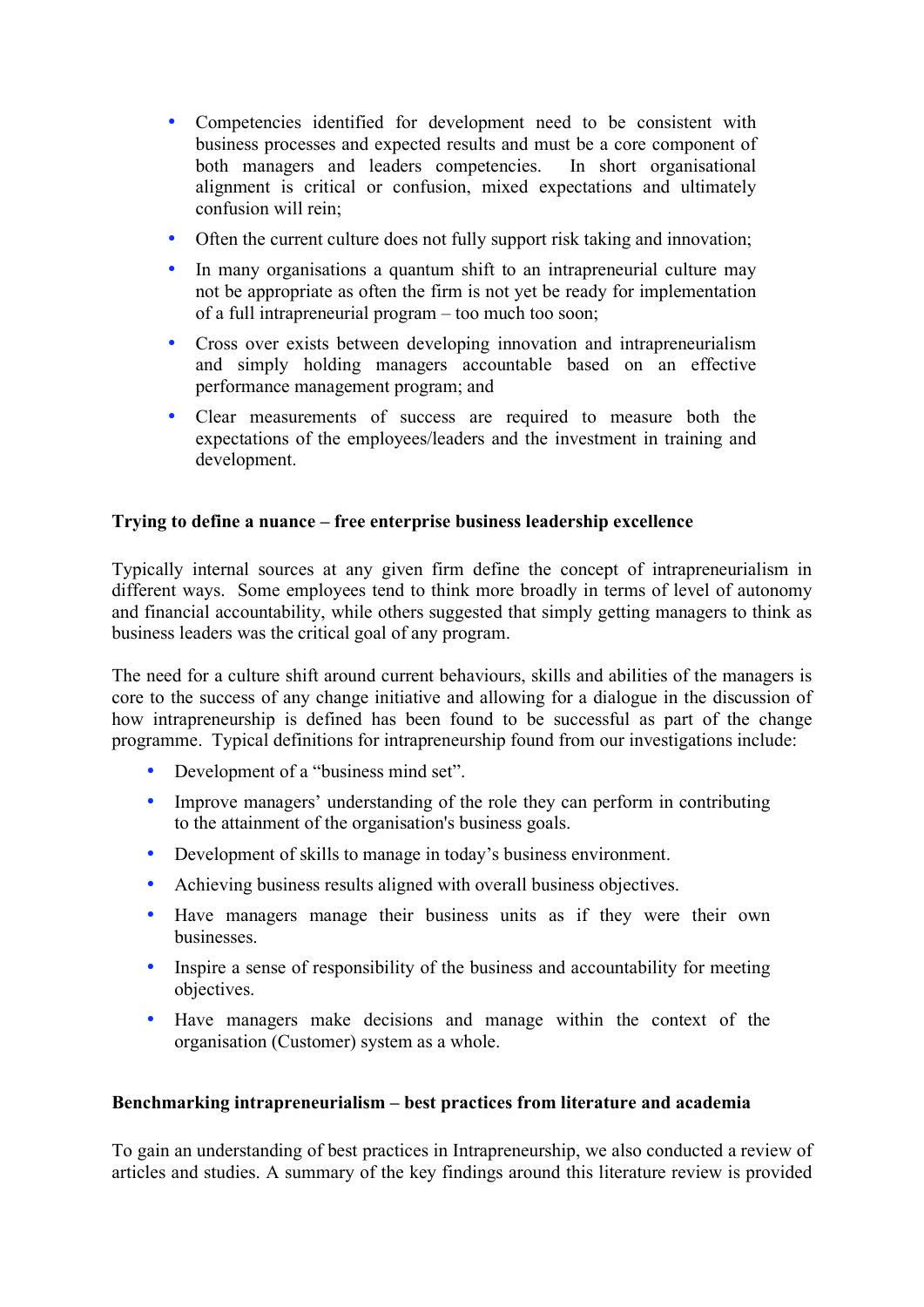- Competencies identified for development need to be consistent with business processes and expected results and must be a core component of both managers and leaders competencies. In short organisational alignment is critical or confusion, mixed expectations and ultimately confusion will rein;
- Often the current culture does not fully support risk taking and innovation;
- In many organisations a quantum shift to an intrapreneurial culture may not be appropriate as often the firm is not yet be ready for implementation of a full intrapreneurial program – too much too soon;
- Cross over exists between developing innovation and intrapreneurialism and simply holding managers accountable based on an effective performance management program; and
- Clear measurements of success are required to measure both the expectations of the employees/leaders and the investment in training and development.

**Trying to define a nuance – free enterprise business leadership excellence**

Typically internal sources at any given firm define the concept of intrapreneurialism in different ways. Some employees tend to think more broadly in terms of level of autonomy and financial accountability, while others suggested that simply getting managers to think as business leaders was the critical goal of any program.

The need for a culture shift around current behaviours, skills and abilities of the managers is core to the success of any change initiative and allowing for a dialogue in the discussion of how intrapreneurship is defined has been found to be successful as part of the change programme. Typical definitions for intrapreneurship found from our investigations include:

- Development of a "business mind set".
- Improve managers' understanding of the role they can perform in contributing to the attainment of the organisation's business goals.
- Development of skills to manage in today's business environment.
- Achieving business results aligned with overall business objectives.
- Have managers manage their business units as if they were their own businesses.
- Inspire a sense of responsibility of the business and accountability for meeting objectives.
- Have managers make decisions and manage within the context of the organisation (Customer) system as a whole.

**Benchmarking intrapreneurialism – best practices from literature and academia**

To gain an understanding of best practices in Intrapreneurship, we also conducted a review of articles and studies. A summary of the key findings around this literature review is provided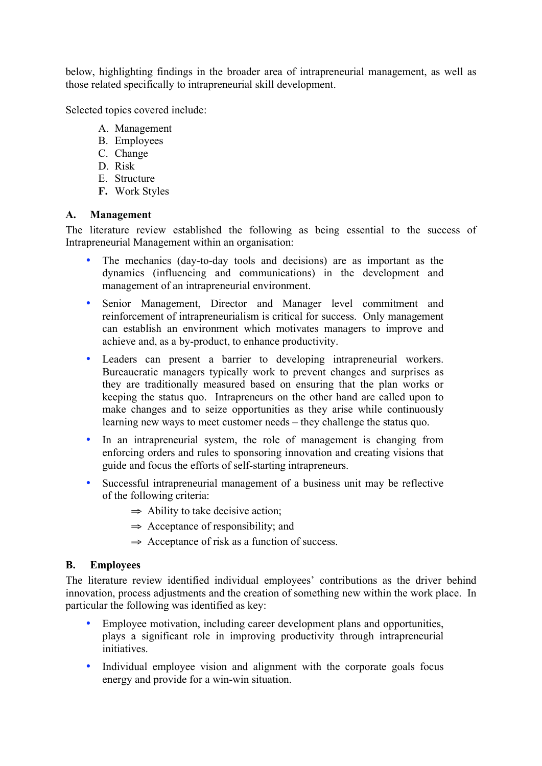below, highlighting findings in the broader area of intrapreneurial management, as well as those related specifically to intrapreneurial skill development.

Selected topics covered include:

A. Management
B. Employees
C. Change
D. Risk
E. Structure
**F.** Work Styles

### A. Management

The literature review established the following as being essential to the success of Intrapreneurial Management within an organisation:

- The mechanics (day-to-day tools and decisions) are as important as the dynamics (influencing and communications) in the development and management of an intrapreneurial environment.
- Senior Management, Director and Manager level commitment and reinforcement of intrapreneurialism is critical for success. Only management can establish an environment which motivates managers to improve and achieve and, as a by-product, to enhance productivity.
- Leaders can present a barrier to developing intrapreneurial workers. Bureaucratic managers typically work to prevent changes and surprises as they are traditionally measured based on ensuring that the plan works or keeping the status quo. Intrapreneurs on the other hand are called upon to make changes and to seize opportunities as they arise while continuously learning new ways to meet customer needs – they challenge the status quo.
- In an intrapreneurial system, the role of management is changing from enforcing orders and rules to sponsoring innovation and creating visions that guide and focus the efforts of self-starting intrapreneurs.
- Successful intrapreneurial management of a business unit may be reflective of the following criteria:
  - ⇒ Ability to take decisive action;
  - ⇒ Acceptance of responsibility; and
  - ⇒ Acceptance of risk as a function of success.

### B. Employees

The literature review identified individual employees' contributions as the driver behind innovation, process adjustments and the creation of something new within the work place. In particular the following was identified as key:

- Employee motivation, including career development plans and opportunities, plays a significant role in improving productivity through intrapreneurial initiatives.
- Individual employee vision and alignment with the corporate goals focus energy and provide for a win-win situation.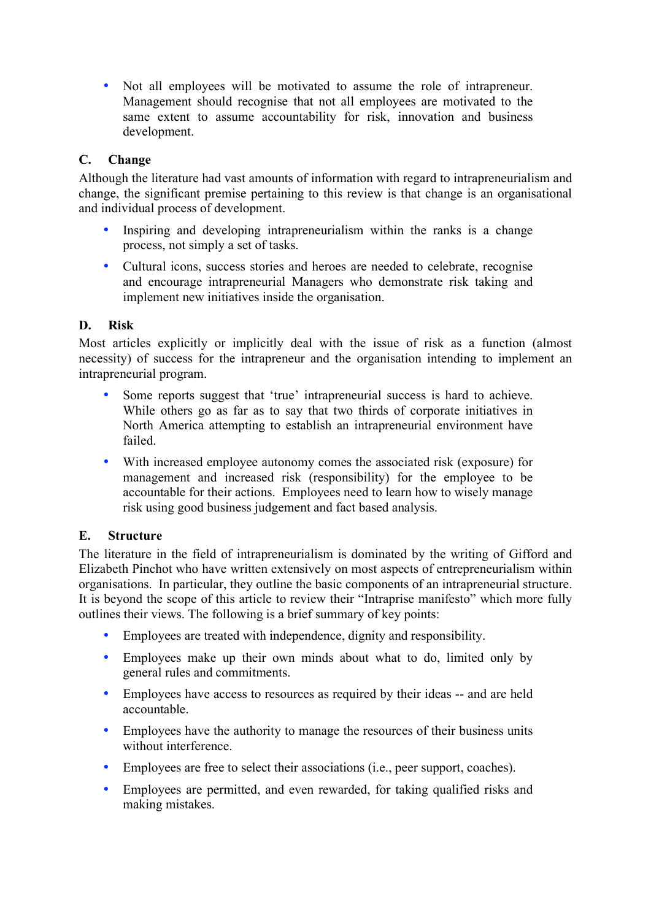- Not all employees will be motivated to assume the role of intrapreneur. Management should recognise that not all employees are motivated to the same extent to assume accountability for risk, innovation and business development.

### C. Change

Although the literature had vast amounts of information with regard to intrapreneurialism and change, the significant premise pertaining to this review is that change is an organisational and individual process of development.

- Inspiring and developing intrapreneurialism within the ranks is a change process, not simply a set of tasks.
- Cultural icons, success stories and heroes are needed to celebrate, recognise and encourage intrapreneurial Managers who demonstrate risk taking and implement new initiatives inside the organisation.

### D. Risk

Most articles explicitly or implicitly deal with the issue of risk as a function (almost necessity) of success for the intrapreneur and the organisation intending to implement an intrapreneurial program.

- Some reports suggest that 'true' intrapreneurial success is hard to achieve. While others go as far as to say that two thirds of corporate initiatives in North America attempting to establish an intrapreneurial environment have failed.
- With increased employee autonomy comes the associated risk (exposure) for management and increased risk (responsibility) for the employee to be accountable for their actions. Employees need to learn how to wisely manage risk using good business judgement and fact based analysis.

### E. Structure

The literature in the field of intrapreneurialism is dominated by the writing of Gifford and Elizabeth Pinchot who have written extensively on most aspects of entrepreneurialism within organisations. In particular, they outline the basic components of an intrapreneurial structure. It is beyond the scope of this article to review their "Intraprise manifesto" which more fully outlines their views. The following is a brief summary of key points:

- Employees are treated with independence, dignity and responsibility.
- Employees make up their own minds about what to do, limited only by general rules and commitments.
- Employees have access to resources as required by their ideas -- and are held accountable.
- Employees have the authority to manage the resources of their business units without interference.
- Employees are free to select their associations (i.e., peer support, coaches).
- Employees are permitted, and even rewarded, for taking qualified risks and making mistakes.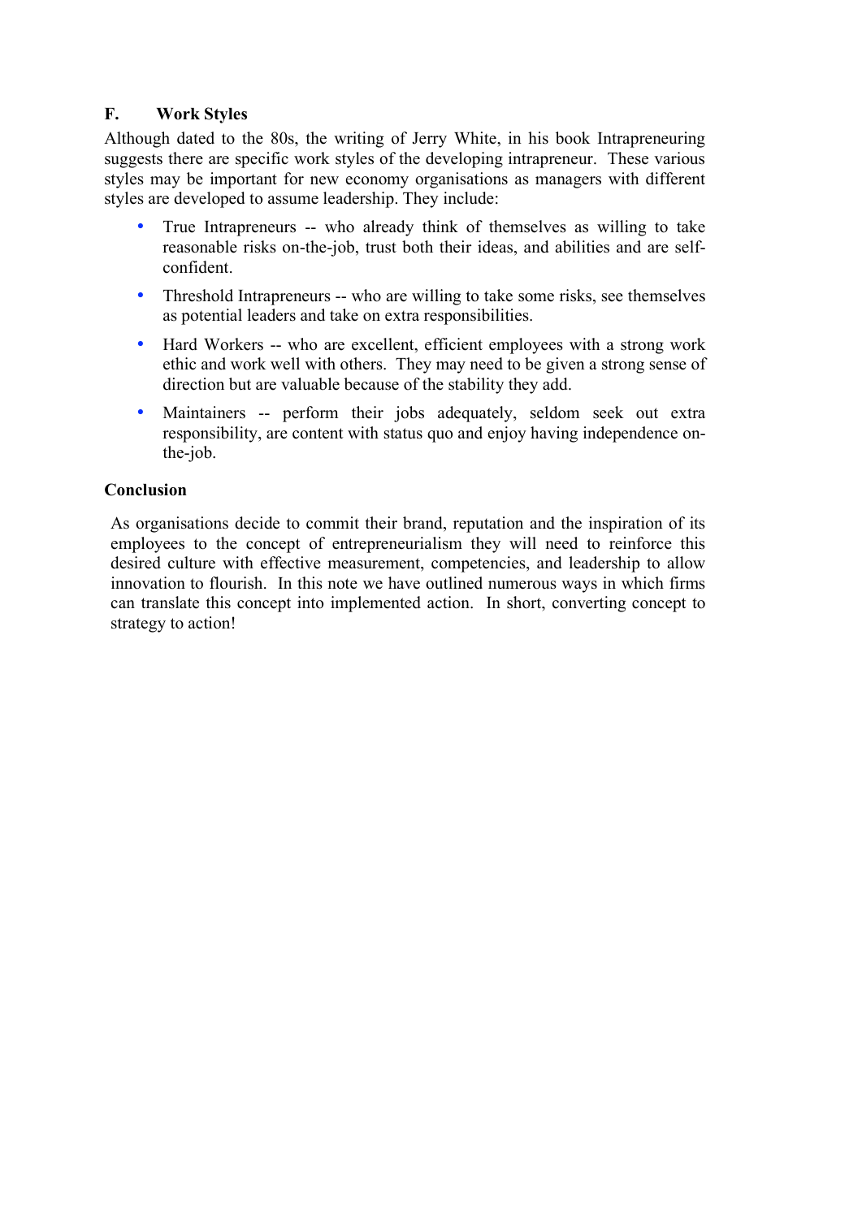### F. Work Styles

Although dated to the 80s, the writing of Jerry White, in his book Intrapreneuring suggests there are specific work styles of the developing intrapreneur. These various styles may be important for new economy organisations as managers with different styles are developed to assume leadership. They include:

- True Intrapreneurs -- who already think of themselves as willing to take reasonable risks on-the-job, trust both their ideas, and abilities and are self-confident.
- Threshold Intrapreneurs -- who are willing to take some risks, see themselves as potential leaders and take on extra responsibilities.
- Hard Workers -- who are excellent, efficient employees with a strong work ethic and work well with others. They may need to be given a strong sense of direction but are valuable because of the stability they add.
- Maintainers -- perform their jobs adequately, seldom seek out extra responsibility, are content with status quo and enjoy having independence on-the-job.

### Conclusion

As organisations decide to commit their brand, reputation and the inspiration of its employees to the concept of entrepreneurialism they will need to reinforce this desired culture with effective measurement, competencies, and leadership to allow innovation to flourish. In this note we have outlined numerous ways in which firms can translate this concept into implemented action. In short, converting concept to strategy to action!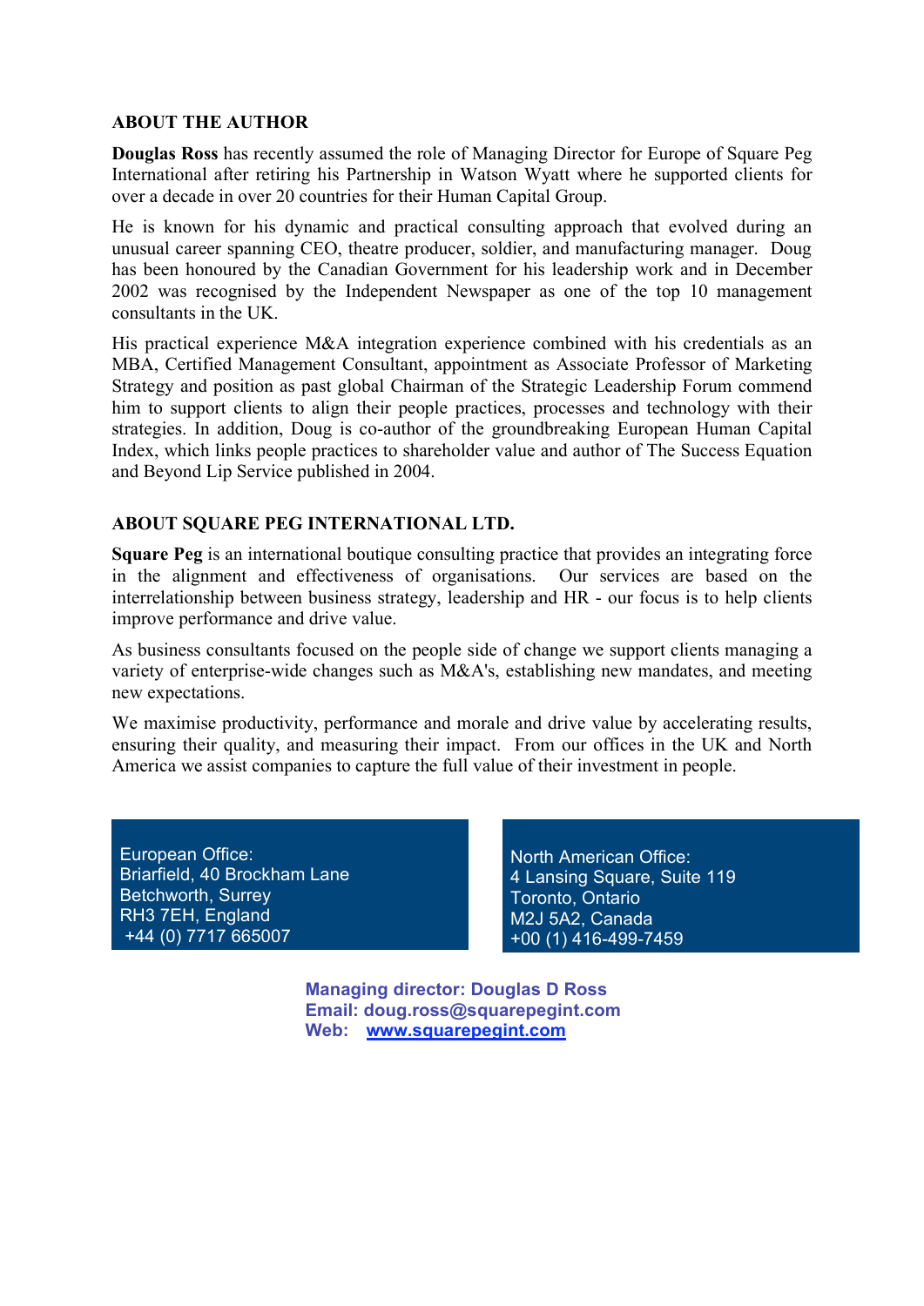## ABOUT THE AUTHOR

**Douglas Ross** has recently assumed the role of Managing Director for Europe of Square Peg International after retiring his Partnership in Watson Wyatt where he supported clients for over a decade in over 20 countries for their Human Capital Group.

He is known for his dynamic and practical consulting approach that evolved during an unusual career spanning CEO, theatre producer, soldier, and manufacturing manager. Doug has been honoured by the Canadian Government for his leadership work and in December 2002 was recognised by the Independent Newspaper as one of the top 10 management consultants in the UK.

His practical experience M&A integration experience combined with his credentials as an MBA, Certified Management Consultant, appointment as Associate Professor of Marketing Strategy and position as past global Chairman of the Strategic Leadership Forum commend him to support clients to align their people practices, processes and technology with their strategies. In addition, Doug is co-author of the groundbreaking European Human Capital Index, which links people practices to shareholder value and author of The Success Equation and Beyond Lip Service published in 2004.

## ABOUT SQUARE PEG INTERNATIONAL LTD.

**Square Peg** is an international boutique consulting practice that provides an integrating force in the alignment and effectiveness of organisations. Our services are based on the interrelationship between business strategy, leadership and HR - our focus is to help clients improve performance and drive value.

As business consultants focused on the people side of change we support clients managing a variety of enterprise-wide changes such as M&A's, establishing new mandates, and meeting new expectations.

We maximise productivity, performance and morale and drive value by accelerating results, ensuring their quality, and measuring their impact. From our offices in the UK and North America we assist companies to capture the full value of their investment in people.

European Office:
Briarfield, 40 Brockham Lane
Betchworth, Surrey
RH3 7EH, England
+44 (0) 7717 665007

North American Office:
4 Lansing Square, Suite 119
Toronto, Ontario
M2J 5A2, Canada
+00 (1) 416-499-7459

**Managing director: Douglas D Ross**
**Email: doug.ross@squarepegint.com**
**Web: [www.squarepegint.com](http://www.squarepegint.com)**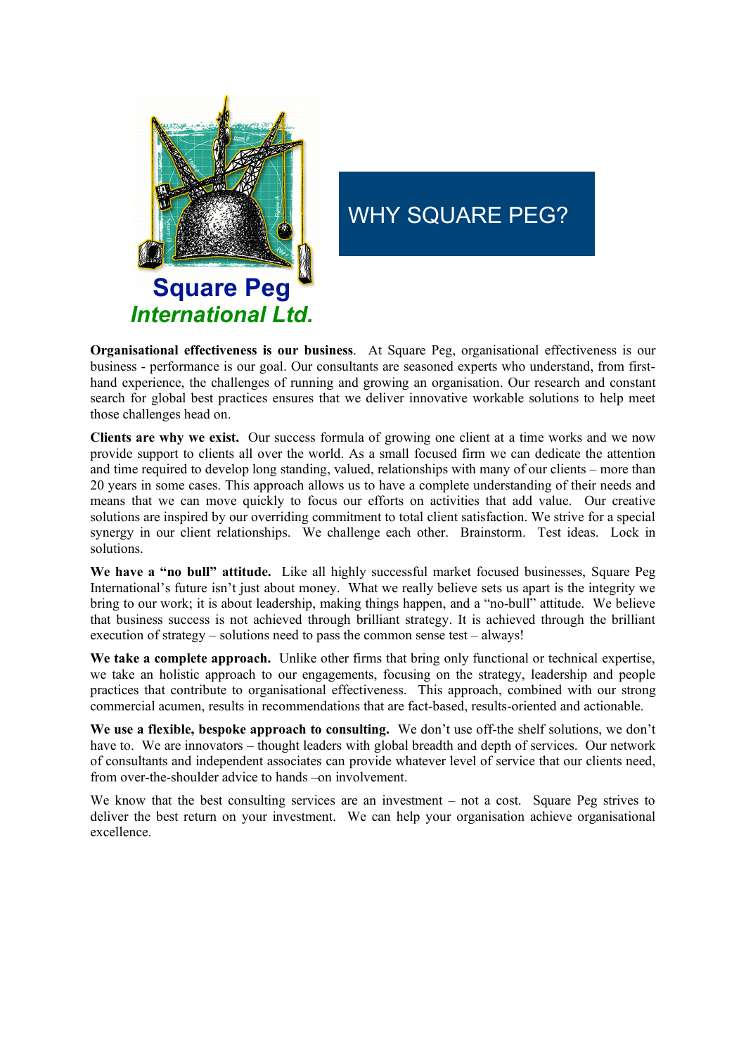Square Peg
*International Ltd.*

# WHY SQUARE PEG?

**Organisational effectiveness is our business**. At Square Peg, organisational effectiveness is our business - performance is our goal. Our consultants are seasoned experts who understand, from first-hand experience, the challenges of running and growing an organisation. Our research and constant search for global best practices ensures that we deliver innovative workable solutions to help meet those challenges head on.

**Clients are why we exist.** Our success formula of growing one client at a time works and we now provide support to clients all over the world. As a small focused firm we can dedicate the attention and time required to develop long standing, valued, relationships with many of our clients – more than 20 years in some cases. This approach allows us to have a complete understanding of their needs and means that we can move quickly to focus our efforts on activities that add value. Our creative solutions are inspired by our overriding commitment to total client satisfaction. We strive for a special synergy in our client relationships. We challenge each other. Brainstorm. Test ideas. Lock in solutions.

**We have a "no bull" attitude.** Like all highly successful market focused businesses, Square Peg International's future isn't just about money. What we really believe sets us apart is the integrity we bring to our work; it is about leadership, making things happen, and a "no-bull" attitude. We believe that business success is not achieved through brilliant strategy. It is achieved through the brilliant execution of strategy – solutions need to pass the common sense test – always!

**We take a complete approach.** Unlike other firms that bring only functional or technical expertise, we take an holistic approach to our engagements, focusing on the strategy, leadership and people practices that contribute to organisational effectiveness. This approach, combined with our strong commercial acumen, results in recommendations that are fact-based, results-oriented and actionable.

**We use a flexible, bespoke approach to consulting.** We don't use off-the shelf solutions, we don't have to. We are innovators – thought leaders with global breadth and depth of services. Our network of consultants and independent associates can provide whatever level of service that our clients need, from over-the-shoulder advice to hands –on involvement.

We know that the best consulting services are an investment – not a cost. Square Peg strives to deliver the best return on your investment. We can help your organisation achieve organisational excellence.